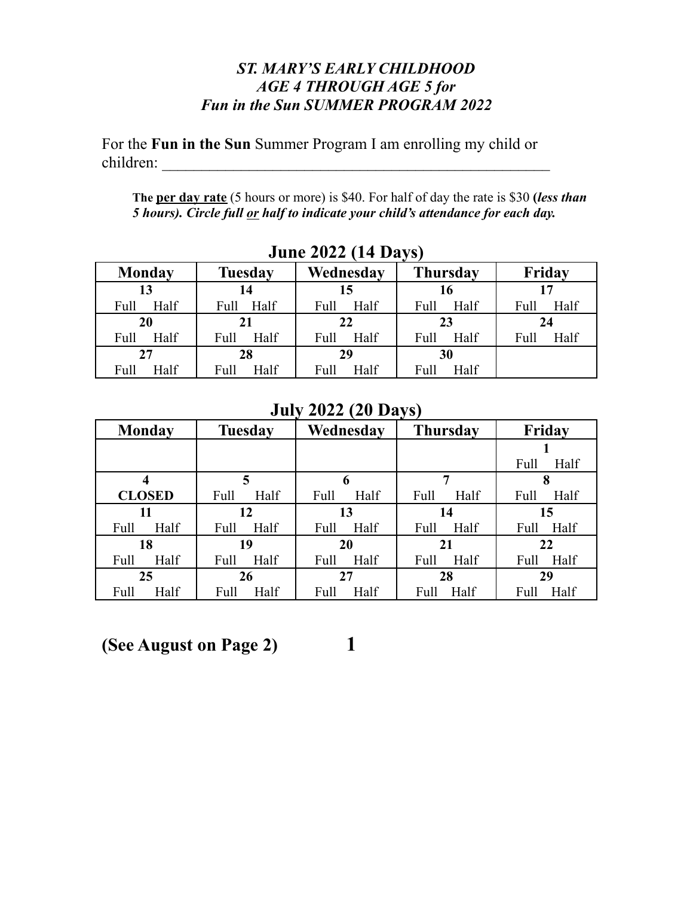# *ST. MARY'S EARLY CHILDHOOD*
# *AGE 4 THROUGH AGE 5 for*
# *Fun in the Sun SUMMER PROGRAM 2022*

For the **Fun in the Sun** Summer Program I am enrolling my child or children: ___________________________________________________

**The <u>per day rate</u>** (5 hours or more) is $40. For half of day the rate is $30 **(*less than 5 hours). Circle full <u>or</u> half to indicate your child's attendance for each day.***

## June 2022 (14 Days)

| Monday | Tuesday | Wednesday | Thursday | Friday |
|---|---|---|---|---|
| **13**<br>Full Half | **14**<br>Full Half | **15**<br>Full Half | **16**<br>Full Half | **17**<br>Full Half |
| **20**<br>Full Half | **21**<br>Full Half | **22**<br>Full Half | **23**<br>Full Half | **24**<br>Full Half |
| **27**<br>Full Half | **28**<br>Full Half | **29**<br>Full Half | **30**<br>Full Half | |

## July 2022 (20 Days)

| Monday | Tuesday | Wednesday | Thursday | Friday |
|---|---|---|---|---|
| | | | | **1**<br>Full Half |
| **4**<br>**CLOSED** | **5**<br>Full Half | **6**<br>Full Half | **7**<br>Full Half | **8**<br>Full Half |
| **11**<br>Full Half | **12**<br>Full Half | **13**<br>Full Half | **14**<br>Full Half | **15**<br>Full Half |
| **18**<br>Full Half | **19**<br>Full Half | **20**<br>Full Half | **21**<br>Full Half | **22**<br>Full Half |
| **25**<br>Full Half | **26**<br>Full Half | **27**<br>Full Half | **28**<br>Full Half | **29**<br>Full Half |

**(See August on Page 2)**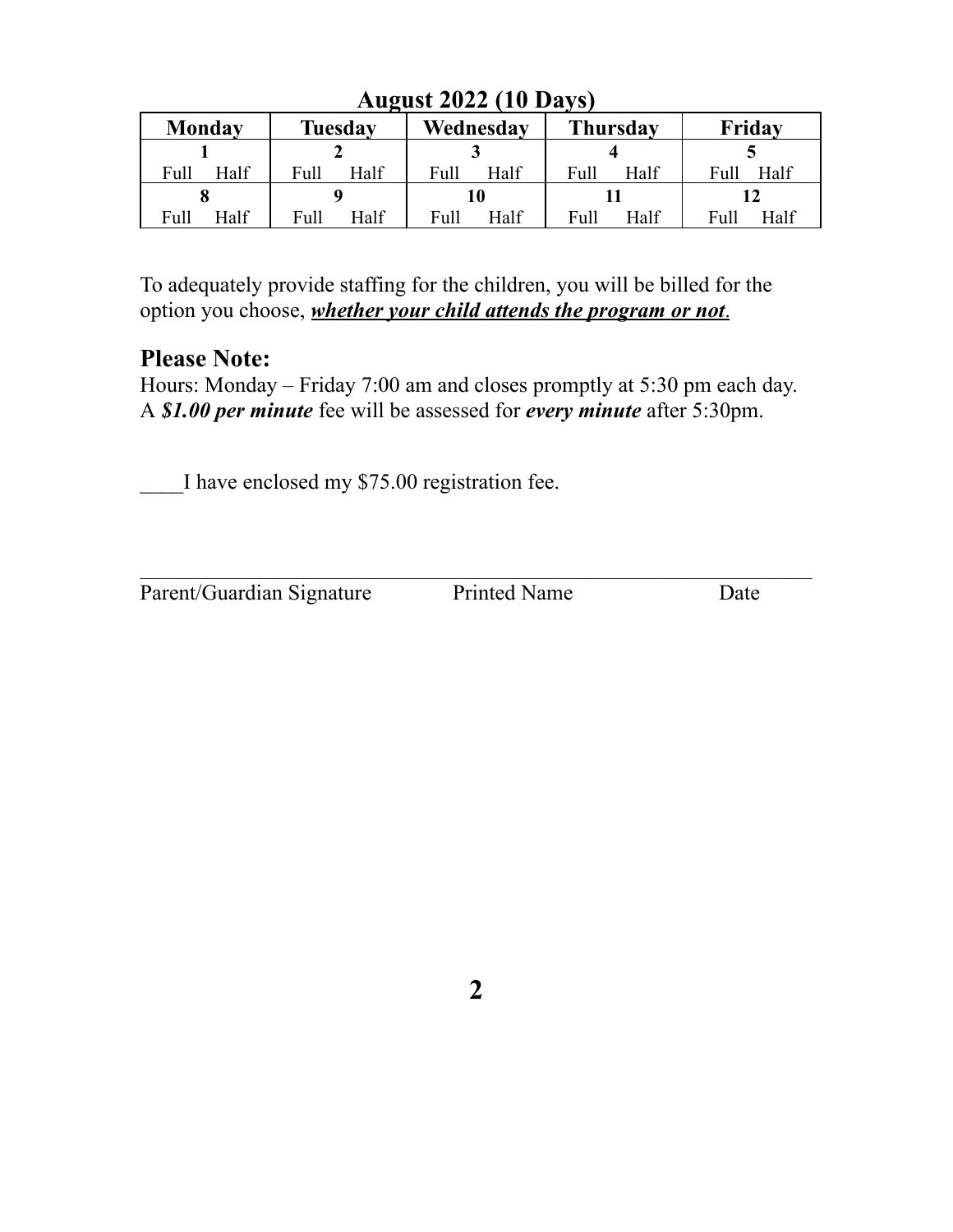**August 2022 (10 Days)**

| Monday | Tuesday | Wednesday | Thursday | Friday |
|---|---|---|---|---|
| **1** | **2** | **3** | **4** | **5** |
| Full Half | Full Half | Full Half | Full Half | Full Half |
| **8** | **9** | **10** | **11** | **12** |
| Full Half | Full Half | Full Half | Full Half | Full Half |

To adequately provide staffing for the children, you will be billed for the option you choose, ***whether your child attends the program or not***.

## Please Note:

Hours: Monday – Friday 7:00 am and closes promptly at 5:30 pm each day.
A ***$1.00 per minute*** fee will be assessed for ***every minute*** after 5:30pm.

____I have enclosed my $75.00 registration fee.

______________________________________________________________

Parent/Guardian Signature Printed Name Date